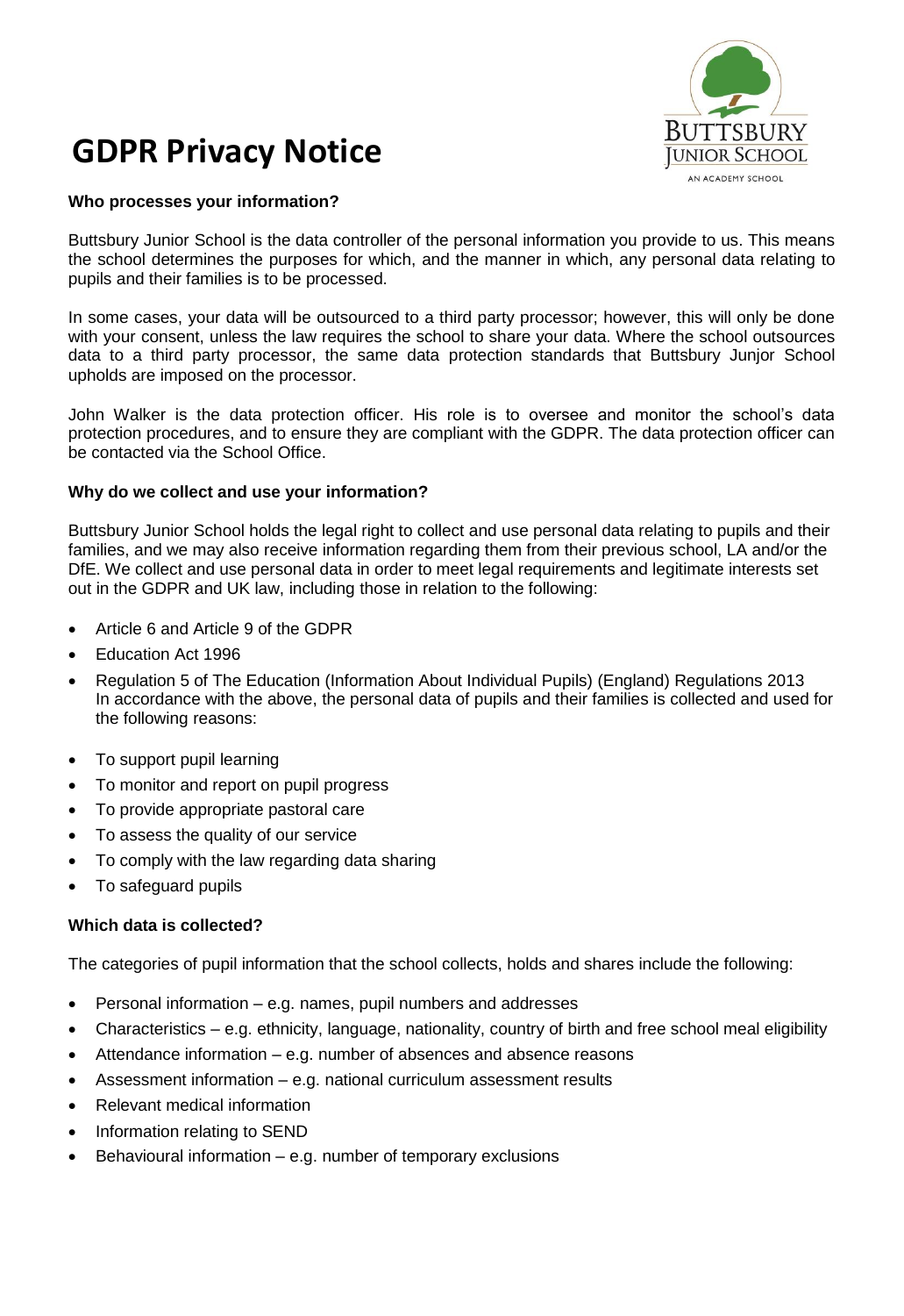# GDPR Privacy Notice

**Who processes your information?**

Buttsbury Junior School is the data controller of the personal information you provide to us. This means the school determines the purposes for which, and the manner in which, any personal data relating to pupils and their families is to be processed.

In some cases, your data will be outsourced to a third party processor; however, this will only be done with your consent, unless the law requires the school to share your data. Where the school outsources data to a third party processor, the same data protection standards that Buttsbury Junjor School upholds are imposed on the processor.

John Walker is the data protection officer. His role is to oversee and monitor the school's data protection procedures, and to ensure they are compliant with the GDPR. The data protection officer can be contacted via the School Office.

**Why do we collect and use your information?**

Buttsbury Junior School holds the legal right to collect and use personal data relating to pupils and their families, and we may also receive information regarding them from their previous school, LA and/or the DfE. We collect and use personal data in order to meet legal requirements and legitimate interests set out in the GDPR and UK law, including those in relation to the following:

- Article 6 and Article 9 of the GDPR
- Education Act 1996
- Regulation 5 of The Education (Information About Individual Pupils) (England) Regulations 2013
  In accordance with the above, the personal data of pupils and their families is collected and used for the following reasons:
- To support pupil learning
- To monitor and report on pupil progress
- To provide appropriate pastoral care
- To assess the quality of our service
- To comply with the law regarding data sharing
- To safeguard pupils

**Which data is collected?**

The categories of pupil information that the school collects, holds and shares include the following:

- Personal information – e.g. names, pupil numbers and addresses
- Characteristics – e.g. ethnicity, language, nationality, country of birth and free school meal eligibility
- Attendance information – e.g. number of absences and absence reasons
- Assessment information – e.g. national curriculum assessment results
- Relevant medical information
- Information relating to SEND
- Behavioural information – e.g. number of temporary exclusions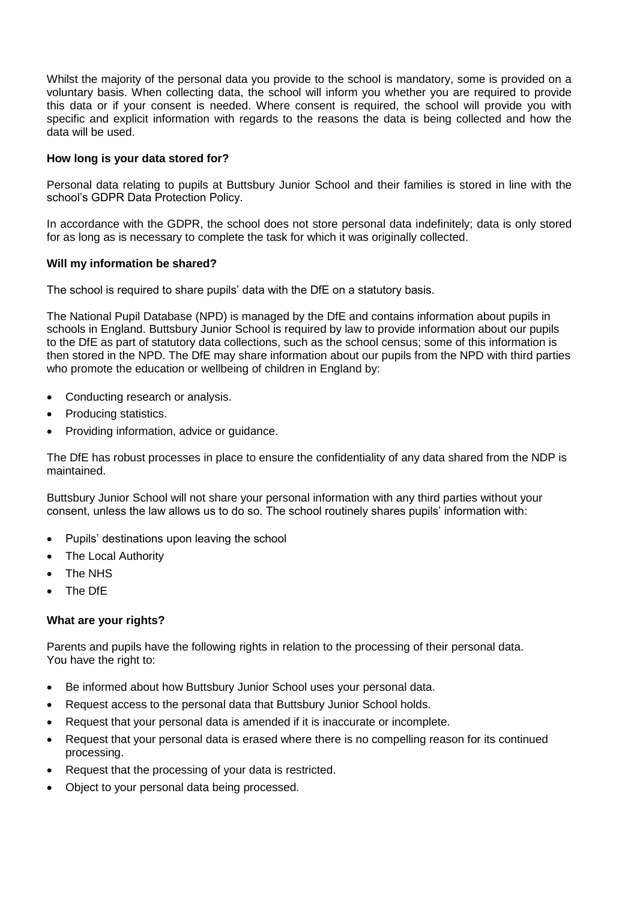Whilst the majority of the personal data you provide to the school is mandatory, some is provided on a voluntary basis. When collecting data, the school will inform you whether you are required to provide this data or if your consent is needed. Where consent is required, the school will provide you with specific and explicit information with regards to the reasons the data is being collected and how the data will be used.

**How long is your data stored for?**

Personal data relating to pupils at Buttsbury Junior School and their families is stored in line with the school's GDPR Data Protection Policy.

In accordance with the GDPR, the school does not store personal data indefinitely; data is only stored for as long as is necessary to complete the task for which it was originally collected.

**Will my information be shared?**

The school is required to share pupils' data with the DfE on a statutory basis.

The National Pupil Database (NPD) is managed by the DfE and contains information about pupils in schools in England. Buttsbury Junior School is required by law to provide information about our pupils to the DfE as part of statutory data collections, such as the school census; some of this information is then stored in the NPD. The DfE may share information about our pupils from the NPD with third parties who promote the education or wellbeing of children in England by:

- Conducting research or analysis.
- Producing statistics.
- Providing information, advice or guidance.

The DfE has robust processes in place to ensure the confidentiality of any data shared from the NDP is maintained.

Buttsbury Junior School will not share your personal information with any third parties without your consent, unless the law allows us to do so. The school routinely shares pupils' information with:

- Pupils' destinations upon leaving the school
- The Local Authority
- The NHS
- The DfE

**What are your rights?**

Parents and pupils have the following rights in relation to the processing of their personal data.
You have the right to:

- Be informed about how Buttsbury Junior School uses your personal data.
- Request access to the personal data that Buttsbury Junior School holds.
- Request that your personal data is amended if it is inaccurate or incomplete.
- Request that your personal data is erased where there is no compelling reason for its continued processing.
- Request that the processing of your data is restricted.
- Object to your personal data being processed.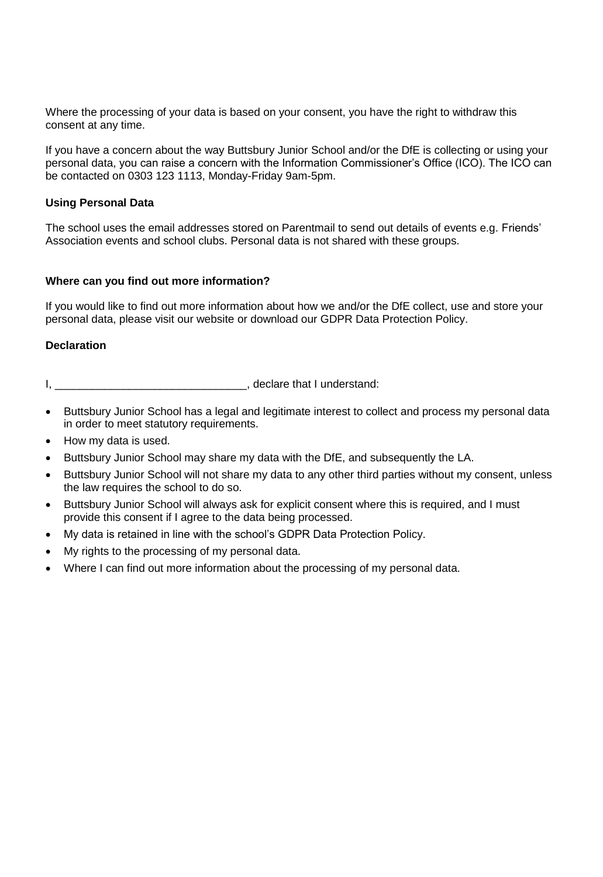Where the processing of your data is based on your consent, you have the right to withdraw this consent at any time.

If you have a concern about the way Buttsbury Junior School and/or the DfE is collecting or using your personal data, you can raise a concern with the Information Commissioner's Office (ICO). The ICO can be contacted on 0303 123 1113, Monday-Friday 9am-5pm.

**Using Personal Data**

The school uses the email addresses stored on Parentmail to send out details of events e.g. Friends' Association events and school clubs. Personal data is not shared with these groups.

**Where can you find out more information?**

If you would like to find out more information about how we and/or the DfE collect, use and store your personal data, please visit our website or download our GDPR Data Protection Policy.

**Declaration**

I, ______________________________, declare that I understand:

- Buttsbury Junior School has a legal and legitimate interest to collect and process my personal data in order to meet statutory requirements.
- How my data is used.
- Buttsbury Junior School may share my data with the DfE, and subsequently the LA.
- Buttsbury Junior School will not share my data to any other third parties without my consent, unless the law requires the school to do so.
- Buttsbury Junior School will always ask for explicit consent where this is required, and I must provide this consent if I agree to the data being processed.
- My data is retained in line with the school's GDPR Data Protection Policy.
- My rights to the processing of my personal data.
- Where I can find out more information about the processing of my personal data.